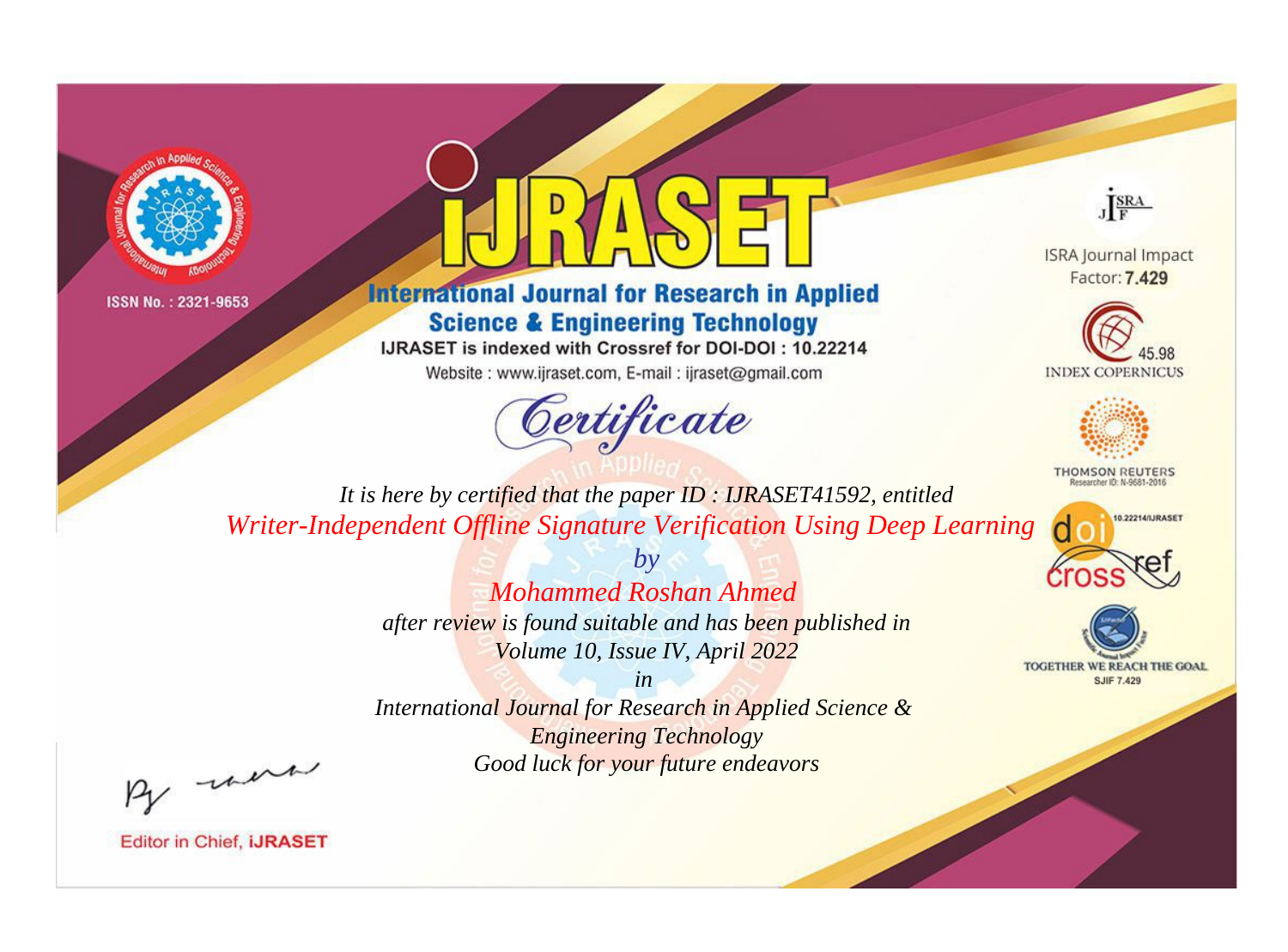ISSN No. : 2321-9653

# IJRASET

## International Journal for Research in Applied Science & Engineering Technology

IJRASET is indexed with Crossref for DOI-DOI : 10.22214

Website : www.ijraset.com, E-mail : ijraset@gmail.com

ISRA Journal Impact Factor: **7.429**

45.98 INDEX COPERNICUS

THOMSON REUTERS Researcher ID: N-9681-2016

10.22214/IJRASET

TOGETHER WE REACH THE GOAL SJIF 7.429

# *Certificate*

*It is here by certified that the paper ID : IJRASET41592, entitled*

*Writer-Independent Offline Signature Verification Using Deep Learning*

*by*

*Mohammed Roshan Ahmed*

*after review is found suitable and has been published in*

*Volume 10, Issue IV, April 2022*

*in*

*International Journal for Research in Applied Science & Engineering Technology*

*Good luck for your future endeavors*

Editor in Chief, **iJRASET**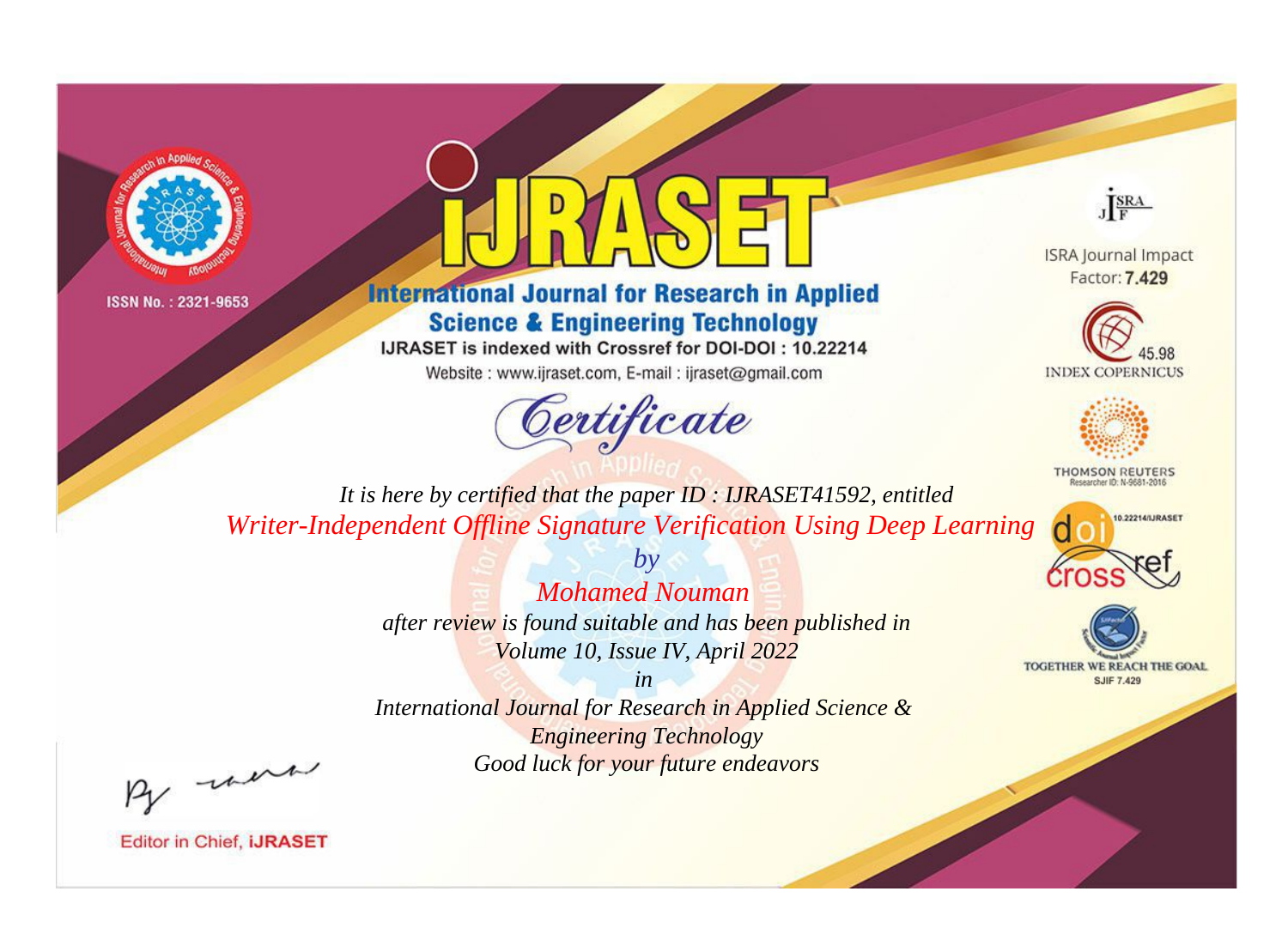ISSN No. : 2321-9653

# iJRASET

## International Journal for Research in Applied Science & Engineering Technology

IJRASET is indexed with Crossref for DOI-DOI : 10.22214

Website : www.ijraset.com, E-mail : ijraset@gmail.com

ISRA Journal Impact Factor: **7.429**

45.98 INDEX COPERNICUS

THOMSON REUTERS Researcher ID: N-9681-2016

10.22214/IJRASET

TOGETHER WE REACH THE GOAL SJIF 7.429

*Certificate*

*It is here by certified that the paper ID : IJRASET41592, entitled*

*Writer-Independent Offline Signature Verification Using Deep Learning*

*by*

*Mohamed Nouman*

*after review is found suitable and has been published in*

*Volume 10, Issue IV, April 2022*

*in*

*International Journal for Research in Applied Science & Engineering Technology*

*Good luck for your future endeavors*

Editor in Chief, **iJRASET**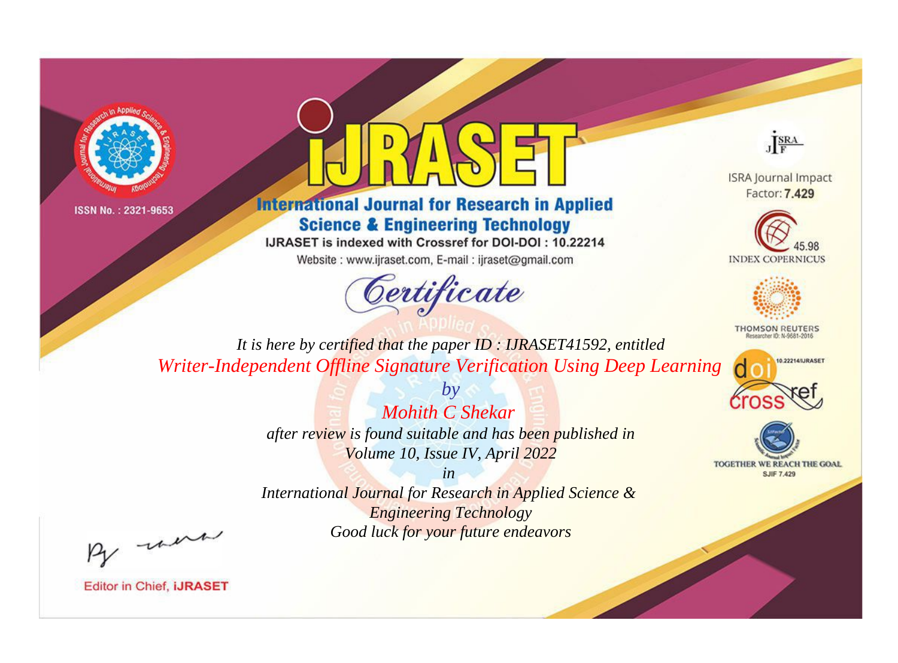ISSN No. : 2321-9653

# iJRASET

## International Journal for Research in Applied Science & Engineering Technology

IJRASET is indexed with Crossref for DOI-DOI : 10.22214

Website : www.ijraset.com, E-mail : ijraset@gmail.com

# Certificate

*It is here by certified that the paper ID : IJRASET41592, entitled*

*Writer-Independent Offline Signature Verification Using Deep Learning*

*by*

*Mohith C Shekar*

*after review is found suitable and has been published in*

*Volume 10, Issue IV, April 2022*

*in*

*International Journal for Research in Applied Science & Engineering Technology*

*Good luck for your future endeavors*

ISRA Journal Impact Factor: **7.429**

45.98 INDEX COPERNICUS

THOMSON REUTERS Researcher ID: N-9681-2016

10.22214/IJRASET

TOGETHER WE REACH THE GOAL SJIF 7.429

Editor in Chief, **iJRASET**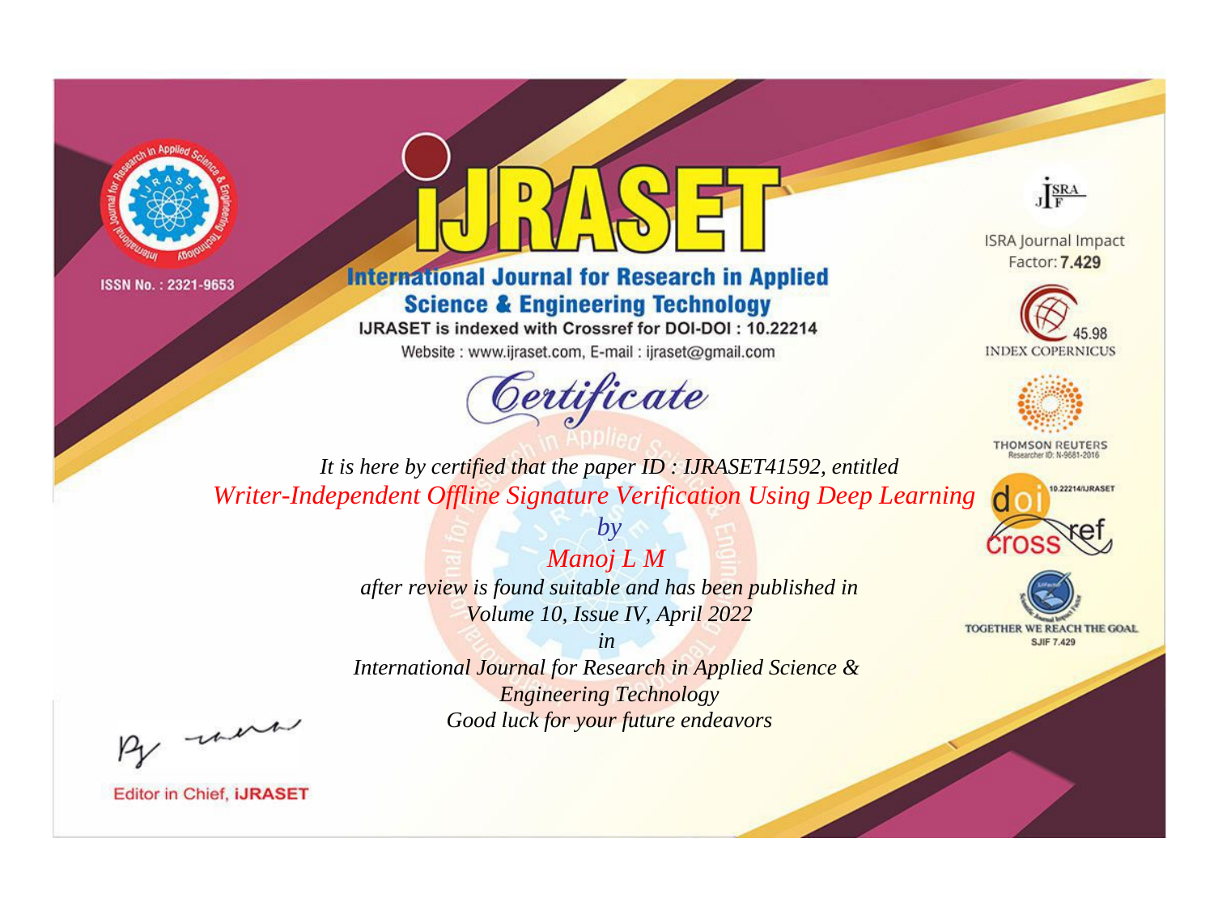ISSN No. : 2321-9653

# IJRASET

## International Journal for Research in Applied Science & Engineering Technology

IJRASET is indexed with Crossref for DOI-DOI : 10.22214

Website : www.ijraset.com, E-mail : ijraset@gmail.com

ISRA Journal Impact Factor: **7.429**

45.98 INDEX COPERNICUS

THOMSON REUTERS Researcher ID: N-9681-2016

10.22214/IJRASET

TOGETHER WE REACH THE GOAL SJIF 7.429

*Certificate*

*It is here by certified that the paper ID : IJRASET41592, entitled*

*Writer-Independent Offline Signature Verification Using Deep Learning*

*by*

*Manoj L M*

*after review is found suitable and has been published in*

*Volume 10, Issue IV, April 2022*

*in*

*International Journal for Research in Applied Science & Engineering Technology*

*Good luck for your future endeavors*

Editor in Chief, **iJRASET**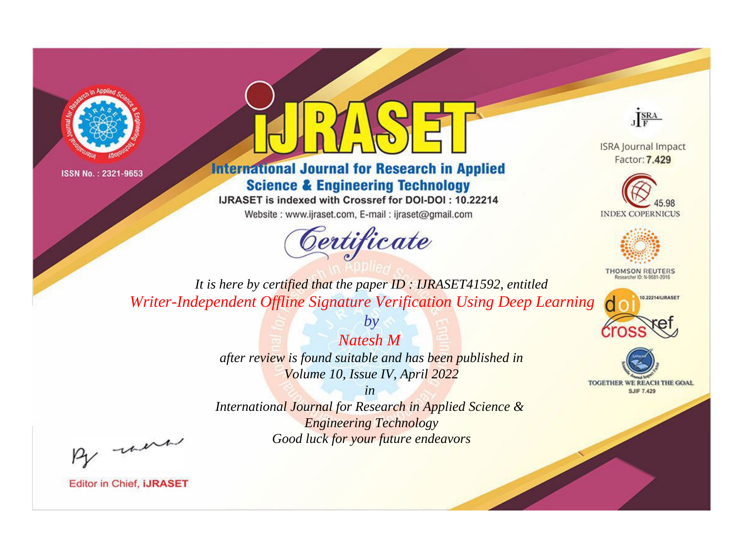ISSN No. : 2321-9653

# IJRASET

## International Journal for Research in Applied Science & Engineering Technology

IJRASET is indexed with Crossref for DOI-DOI : 10.22214

Website : www.ijraset.com, E-mail : ijraset@gmail.com

ISRA Journal Impact Factor: **7.429**

45.98 INDEX COPERNICUS

THOMSON REUTERS Researcher ID: N-9681-2016

10.22214/IJRASET

TOGETHER WE REACH THE GOAL SJIF 7.429

*Certificate*

*It is here by certified that the paper ID : IJRASET41592, entitled*

*Writer-Independent Offline Signature Verification Using Deep Learning*

*by*

*Natesh M*

*after review is found suitable and has been published in*

*Volume 10, Issue IV, April 2022*

*in*

*International Journal for Research in Applied Science & Engineering Technology*

*Good luck for your future endeavors*

Editor in Chief, **iJRASET**